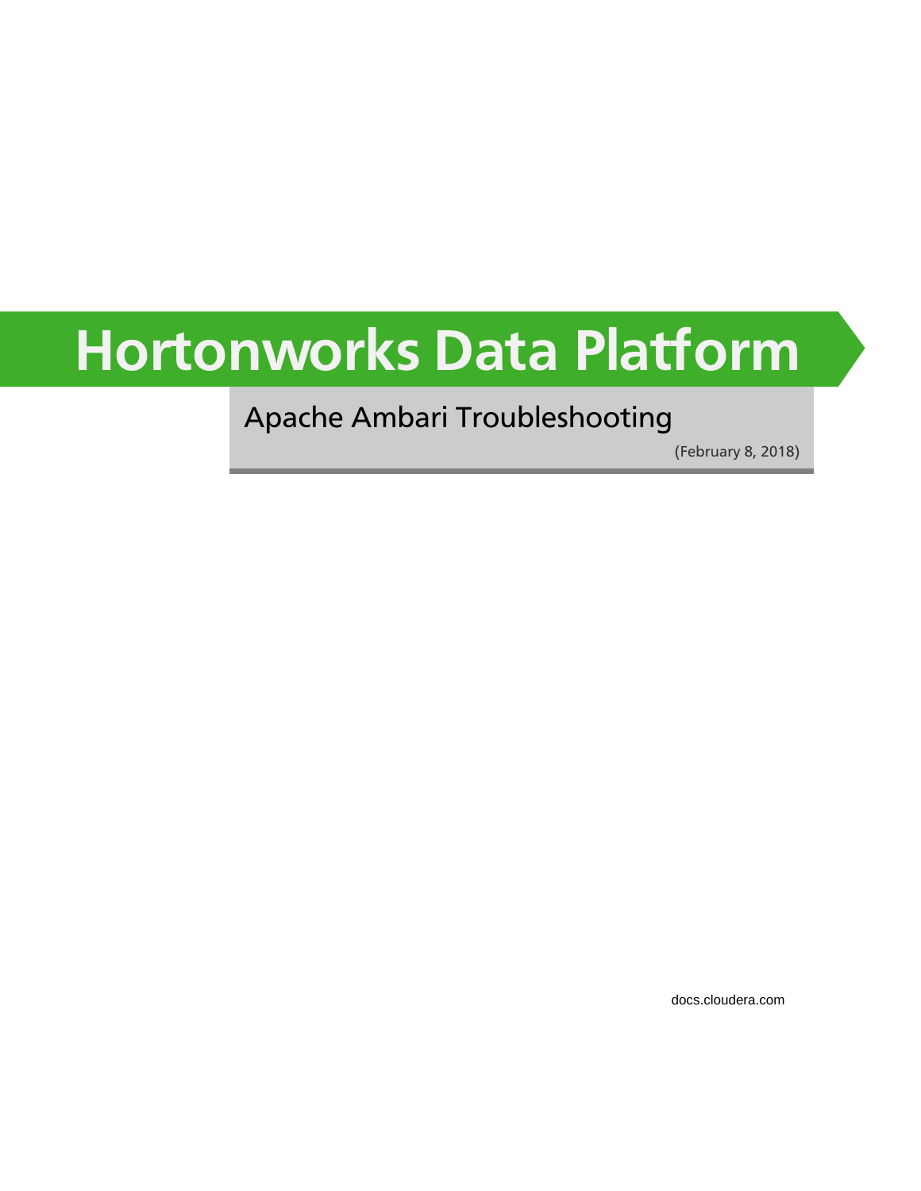# Hortonworks Data Platform

## Apache Ambari Troubleshooting

(February 8, 2018)

docs.cloudera.com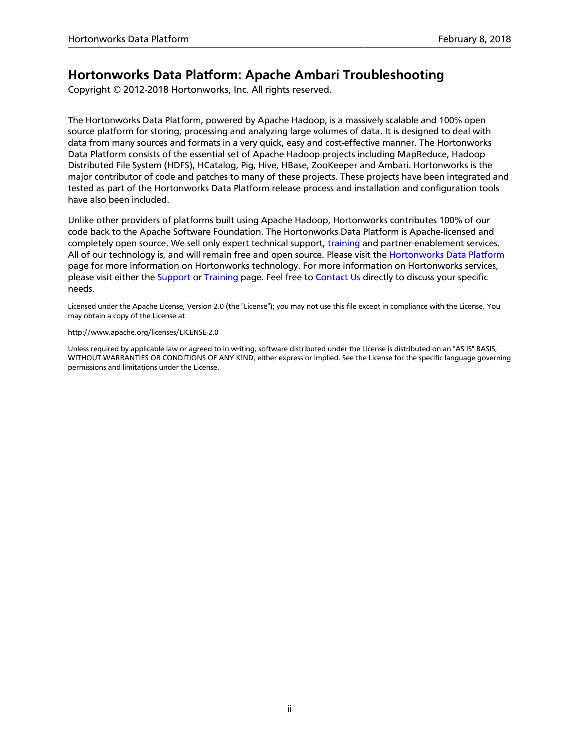# Hortonworks Data Platform: Apache Ambari Troubleshooting

Copyright © 2012-2018 Hortonworks, Inc. All rights reserved.

The Hortonworks Data Platform, powered by Apache Hadoop, is a massively scalable and 100% open source platform for storing, processing and analyzing large volumes of data. It is designed to deal with data from many sources and formats in a very quick, easy and cost-effective manner. The Hortonworks Data Platform consists of the essential set of Apache Hadoop projects including MapReduce, Hadoop Distributed File System (HDFS), HCatalog, Pig, Hive, HBase, ZooKeeper and Ambari. Hortonworks is the major contributor of code and patches to many of these projects. These projects have been integrated and tested as part of the Hortonworks Data Platform release process and installation and configuration tools have also been included.

Unlike other providers of platforms built using Apache Hadoop, Hortonworks contributes 100% of our code back to the Apache Software Foundation. The Hortonworks Data Platform is Apache-licensed and completely open source. We sell only expert technical support, training and partner-enablement services. All of our technology is, and will remain free and open source. Please visit the Hortonworks Data Platform page for more information on Hortonworks technology. For more information on Hortonworks services, please visit either the Support or Training page. Feel free to Contact Us directly to discuss your specific needs.

Licensed under the Apache License, Version 2.0 (the "License"); you may not use this file except in compliance with the License. You may obtain a copy of the License at

http://www.apache.org/licenses/LICENSE-2.0

Unless required by applicable law or agreed to in writing, software distributed under the License is distributed on an "AS IS" BASIS, WITHOUT WARRANTIES OR CONDITIONS OF ANY KIND, either express or implied. See the License for the specific language governing permissions and limitations under the License.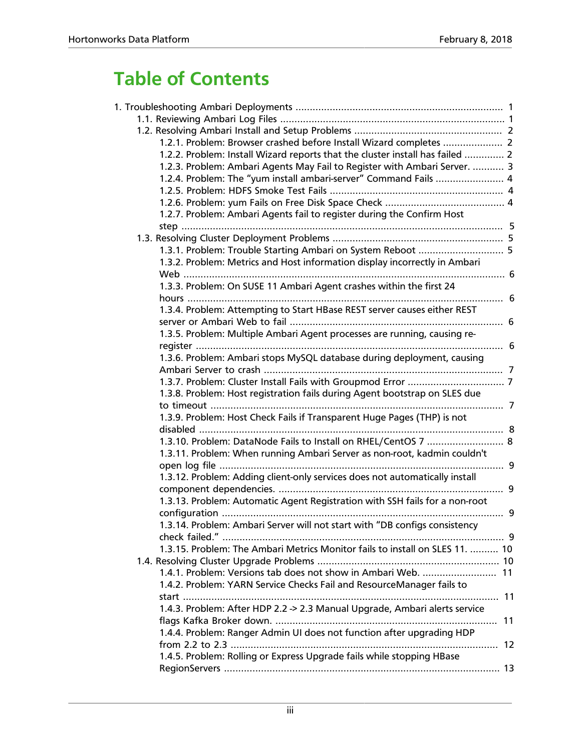# Table of Contents

- 1. Troubleshooting Ambari Deployments ..... 1
  - 1.1. Reviewing Ambari Log Files ..... 1
  - 1.2. Resolving Ambari Install and Setup Problems ..... 2
    - 1.2.1. Problem: Browser crashed before Install Wizard completes ..... 2
    - 1.2.2. Problem: Install Wizard reports that the cluster install has failed ..... 2
    - 1.2.3. Problem: Ambari Agents May Fail to Register with Ambari Server. ..... 3
    - 1.2.4. Problem: The "yum install ambari-server" Command Fails ..... 4
    - 1.2.5. Problem: HDFS Smoke Test Fails ..... 4
    - 1.2.6. Problem: yum Fails on Free Disk Space Check ..... 4
    - 1.2.7. Problem: Ambari Agents fail to register during the Confirm Host step ..... 5
  - 1.3. Resolving Cluster Deployment Problems ..... 5
    - 1.3.1. Problem: Trouble Starting Ambari on System Reboot ..... 5
    - 1.3.2. Problem: Metrics and Host information display incorrectly in Ambari Web ..... 6
    - 1.3.3. Problem: On SUSE 11 Ambari Agent crashes within the first 24 hours ..... 6
    - 1.3.4. Problem: Attempting to Start HBase REST server causes either REST server or Ambari Web to fail ..... 6
    - 1.3.5. Problem: Multiple Ambari Agent processes are running, causing re-register ..... 6
    - 1.3.6. Problem: Ambari stops MySQL database during deployment, causing Ambari Server to crash ..... 7
    - 1.3.7. Problem: Cluster Install Fails with Groupmod Error ..... 7
    - 1.3.8. Problem: Host registration fails during Agent bootstrap on SLES due to timeout ..... 7
    - 1.3.9. Problem: Host Check Fails if Transparent Huge Pages (THP) is not disabled ..... 8
    - 1.3.10. Problem: DataNode Fails to Install on RHEL/CentOS 7 ..... 8
    - 1.3.11. Problem: When running Ambari Server as non-root, kadmin couldn't open log file ..... 9
    - 1.3.12. Problem: Adding client-only services does not automatically install component dependencies. ..... 9
    - 1.3.13. Problem: Automatic Agent Registration with SSH fails for a non-root configuration ..... 9
    - 1.3.14. Problem: Ambari Server will not start with "DB configs consistency check failed." ..... 9
    - 1.3.15. Problem: The Ambari Metrics Monitor fails to install on SLES 11. ..... 10
  - 1.4. Resolving Cluster Upgrade Problems ..... 10
    - 1.4.1. Problem: Versions tab does not show in Ambari Web. ..... 11
    - 1.4.2. Problem: YARN Service Checks Fail and ResourceManager fails to start ..... 11
    - 1.4.3. Problem: After HDP 2.2 -> 2.3 Manual Upgrade, Ambari alerts service flags Kafka Broker down. ..... 11
    - 1.4.4. Problem: Ranger Admin UI does not function after upgrading HDP from 2.2 to 2.3 ..... 12
    - 1.4.5. Problem: Rolling or Express Upgrade fails while stopping HBase RegionServers ..... 13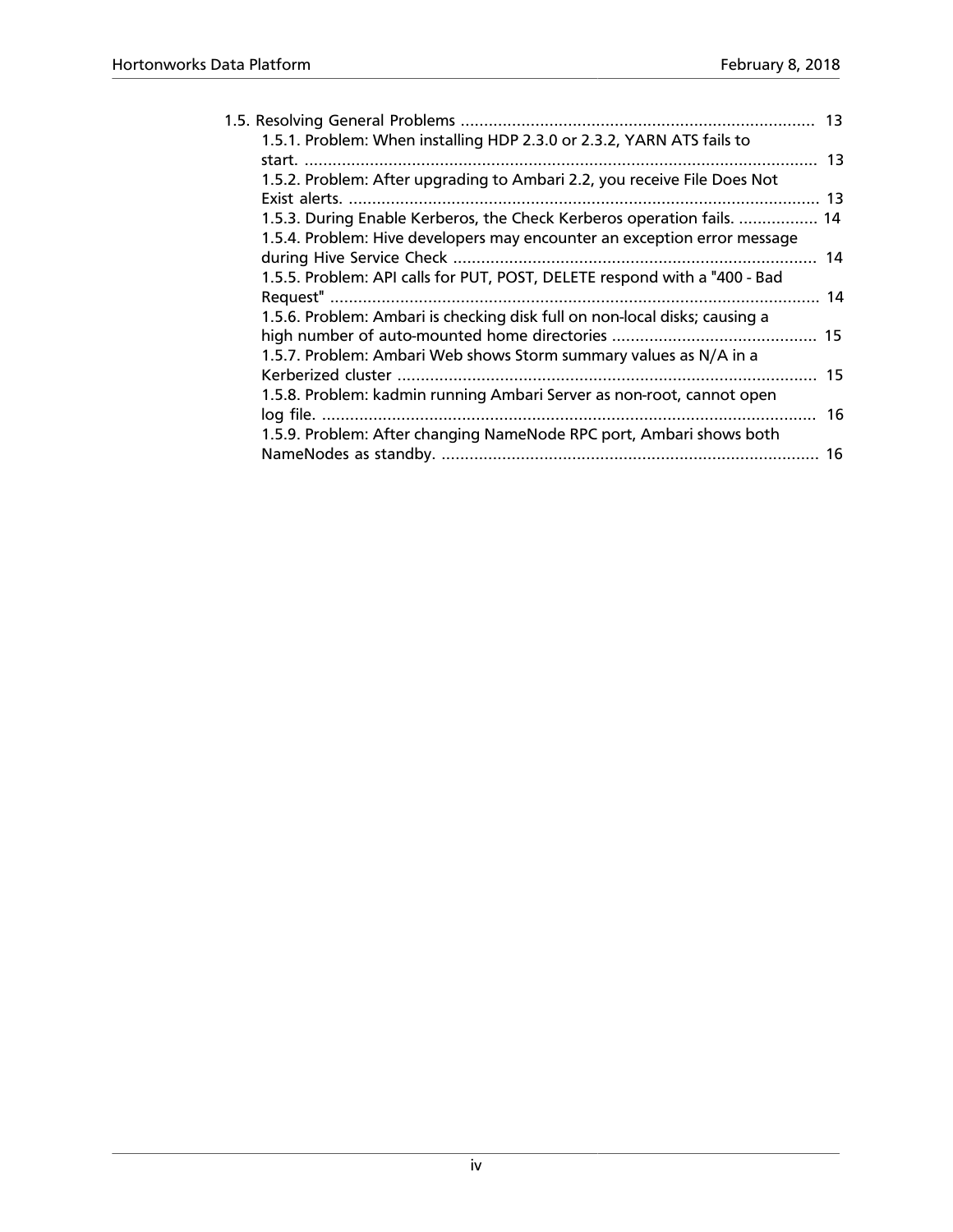1.5. Resolving General Problems ..... 13
- 1.5.1. Problem: When installing HDP 2.3.0 or 2.3.2, YARN ATS fails to start. ..... 13
- 1.5.2. Problem: After upgrading to Ambari 2.2, you receive File Does Not Exist alerts. ..... 13
- 1.5.3. During Enable Kerberos, the Check Kerberos operation fails. ..... 14
- 1.5.4. Problem: Hive developers may encounter an exception error message during Hive Service Check ..... 14
- 1.5.5. Problem: API calls for PUT, POST, DELETE respond with a "400 - Bad Request" ..... 14
- 1.5.6. Problem: Ambari is checking disk full on non-local disks; causing a high number of auto-mounted home directories ..... 15
- 1.5.7. Problem: Ambari Web shows Storm summary values as N/A in a Kerberized cluster ..... 15
- 1.5.8. Problem: kadmin running Ambari Server as non-root, cannot open log file. ..... 16
- 1.5.9. Problem: After changing NameNode RPC port, Ambari shows both NameNodes as standby. ..... 16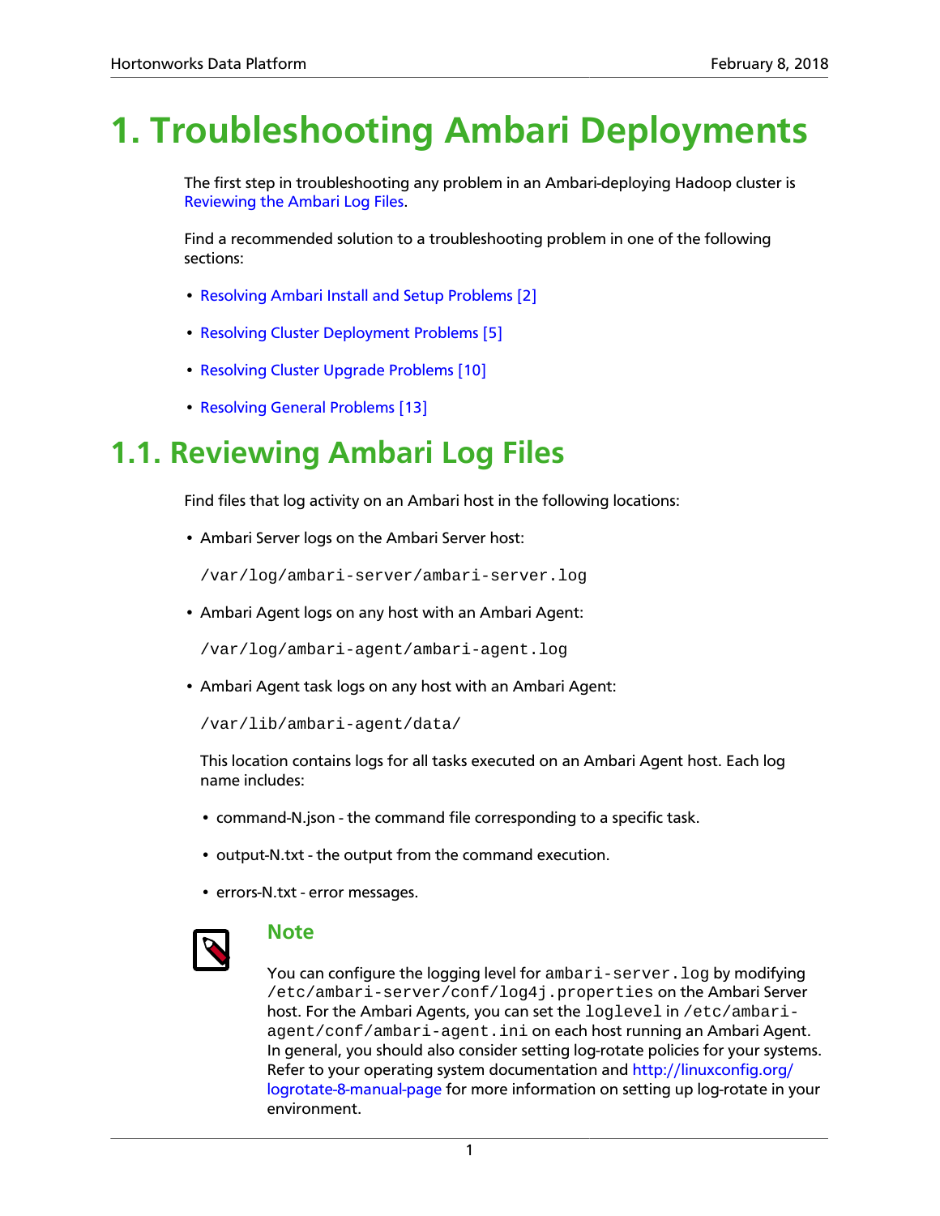# 1. Troubleshooting Ambari Deployments

The first step in troubleshooting any problem in an Ambari-deploying Hadoop cluster is Reviewing the Ambari Log Files.

Find a recommended solution to a troubleshooting problem in one of the following sections:

- Resolving Ambari Install and Setup Problems [2]
- Resolving Cluster Deployment Problems [5]
- Resolving Cluster Upgrade Problems [10]
- Resolving General Problems [13]

## 1.1. Reviewing Ambari Log Files

Find files that log activity on an Ambari host in the following locations:

- Ambari Server logs on the Ambari Server host:

  `/var/log/ambari-server/ambari-server.log`

- Ambari Agent logs on any host with an Ambari Agent:

  `/var/log/ambari-agent/ambari-agent.log`

- Ambari Agent task logs on any host with an Ambari Agent:

  `/var/lib/ambari-agent/data/`

  This location contains logs for all tasks executed on an Ambari Agent host. Each log name includes:

  - command-N.json - the command file corresponding to a specific task.
  - output-N.txt - the output from the command execution.
  - errors-N.txt - error messages.

### Note

You can configure the logging level for `ambari-server.log` by modifying `/etc/ambari-server/conf/log4j.properties` on the Ambari Server host. For the Ambari Agents, you can set the `loglevel` in `/etc/ambari-agent/conf/ambari-agent.ini` on each host running an Ambari Agent. In general, you should also consider setting log-rotate policies for your systems. Refer to your operating system documentation and http://linuxconfig.org/logrotate-8-manual-page for more information on setting up log-rotate in your environment.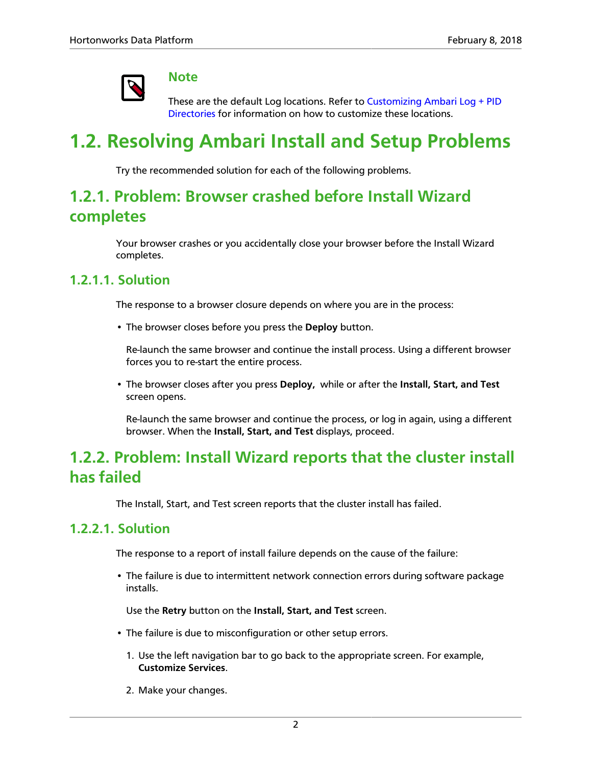> **Note**
>
> These are the default Log locations. Refer to Customizing Ambari Log + PID Directories for information on how to customize these locations.

## 1.2. Resolving Ambari Install and Setup Problems

Try the recommended solution for each of the following problems.

### 1.2.1. Problem: Browser crashed before Install Wizard completes

Your browser crashes or you accidentally close your browser before the Install Wizard completes.

#### 1.2.1.1. Solution

The response to a browser closure depends on where you are in the process:

- The browser closes before you press the **Deploy** button.

  Re-launch the same browser and continue the install process. Using a different browser forces you to re-start the entire process.

- The browser closes after you press **Deploy,** while or after the **Install, Start, and Test** screen opens.

  Re-launch the same browser and continue the process, or log in again, using a different browser. When the **Install, Start, and Test** displays, proceed.

### 1.2.2. Problem: Install Wizard reports that the cluster install has failed

The Install, Start, and Test screen reports that the cluster install has failed.

#### 1.2.2.1. Solution

The response to a report of install failure depends on the cause of the failure:

- The failure is due to intermittent network connection errors during software package installs.

  Use the **Retry** button on the **Install, Start, and Test** screen.

- The failure is due to misconfiguration or other setup errors.

  1. Use the left navigation bar to go back to the appropriate screen. For example, **Customize Services**.
  2. Make your changes.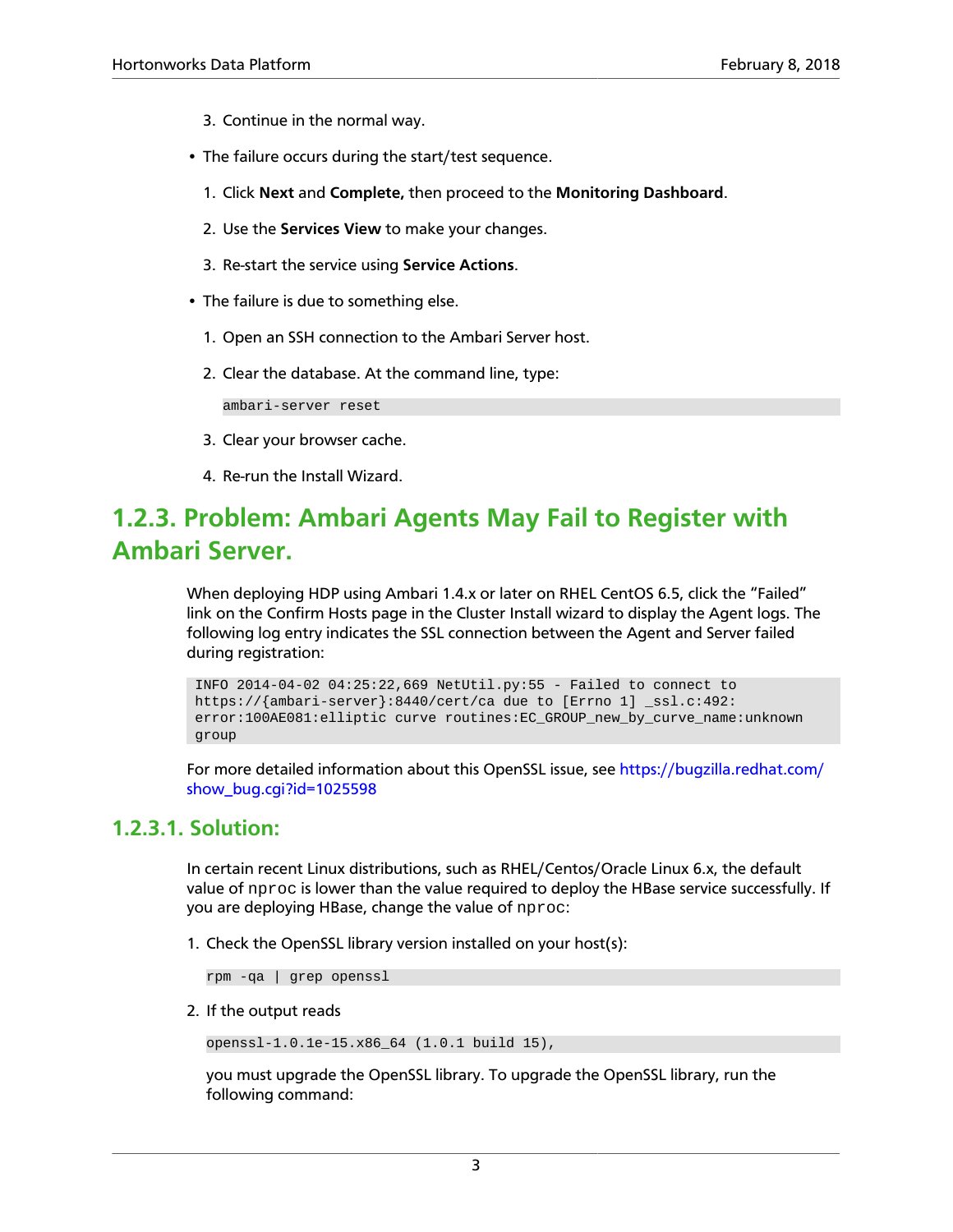3. Continue in the normal way.

- The failure occurs during the start/test sequence.

  1. Click **Next** and **Complete,** then proceed to the **Monitoring Dashboard**.
  2. Use the **Services View** to make your changes.
  3. Re-start the service using **Service Actions**.

- The failure is due to something else.

  1. Open an SSH connection to the Ambari Server host.
  2. Clear the database. At the command line, type:

     ```
     ambari-server reset
     ```

  3. Clear your browser cache.
  4. Re-run the Install Wizard.

## 1.2.3. Problem: Ambari Agents May Fail to Register with Ambari Server.

When deploying HDP using Ambari 1.4.x or later on RHEL CentOS 6.5, click the "Failed" link on the Confirm Hosts page in the Cluster Install wizard to display the Agent logs. The following log entry indicates the SSL connection between the Agent and Server failed during registration:

```
INFO 2014-04-02 04:25:22,669 NetUtil.py:55 - Failed to connect to
https://{ambari-server}:8440/cert/ca due to [Errno 1] _ssl.c:492:
error:100AE081:elliptic curve routines:EC_GROUP_new_by_curve_name:unknown
group
```

For more detailed information about this OpenSSL issue, see https://bugzilla.redhat.com/show_bug.cgi?id=1025598

### 1.2.3.1. Solution:

In certain recent Linux distributions, such as RHEL/Centos/Oracle Linux 6.x, the default value of `nproc` is lower than the value required to deploy the HBase service successfully. If you are deploying HBase, change the value of `nproc`:

1. Check the OpenSSL library version installed on your host(s):

   ```
   rpm -qa | grep openssl
   ```

2. If the output reads

   ```
   openssl-1.0.1e-15.x86_64 (1.0.1 build 15),
   ```

   you must upgrade the OpenSSL library. To upgrade the OpenSSL library, run the following command: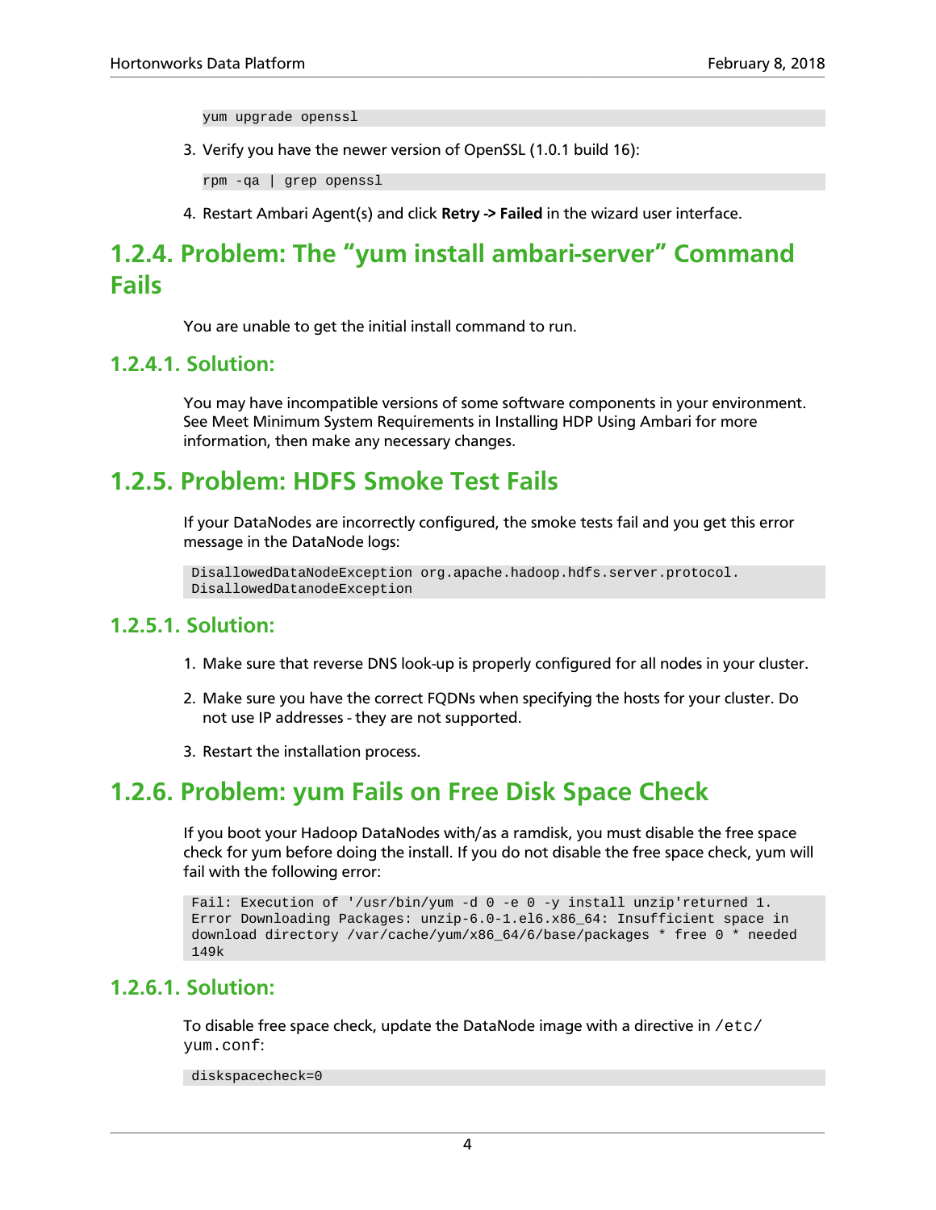```
yum upgrade openssl
```

3. Verify you have the newer version of OpenSSL (1.0.1 build 16):

```
rpm -qa | grep openssl
```

4. Restart Ambari Agent(s) and click **Retry -> Failed** in the wizard user interface.

## 1.2.4. Problem: The “yum install ambari-server” Command Fails

You are unable to get the initial install command to run.

### 1.2.4.1. Solution:

You may have incompatible versions of some software components in your environment. See Meet Minimum System Requirements in Installing HDP Using Ambari for more information, then make any necessary changes.

## 1.2.5. Problem: HDFS Smoke Test Fails

If your DataNodes are incorrectly configured, the smoke tests fail and you get this error message in the DataNode logs:

```
DisallowedDataNodeException org.apache.hadoop.hdfs.server.protocol.
DisallowedDatanodeException
```

### 1.2.5.1. Solution:

1. Make sure that reverse DNS look-up is properly configured for all nodes in your cluster.
2. Make sure you have the correct FQDNs when specifying the hosts for your cluster. Do not use IP addresses - they are not supported.
3. Restart the installation process.

## 1.2.6. Problem: yum Fails on Free Disk Space Check

If you boot your Hadoop DataNodes with/as a ramdisk, you must disable the free space check for yum before doing the install. If you do not disable the free space check, yum will fail with the following error:

```
Fail: Execution of '/usr/bin/yum -d 0 -e 0 -y install unzip'returned 1.
Error Downloading Packages: unzip-6.0-1.el6.x86_64: Insufficient space in
download directory /var/cache/yum/x86_64/6/base/packages * free 0 * needed
149k
```

### 1.2.6.1. Solution:

To disable free space check, update the DataNode image with a directive in `/etc/yum.conf`:

```
diskspacecheck=0
```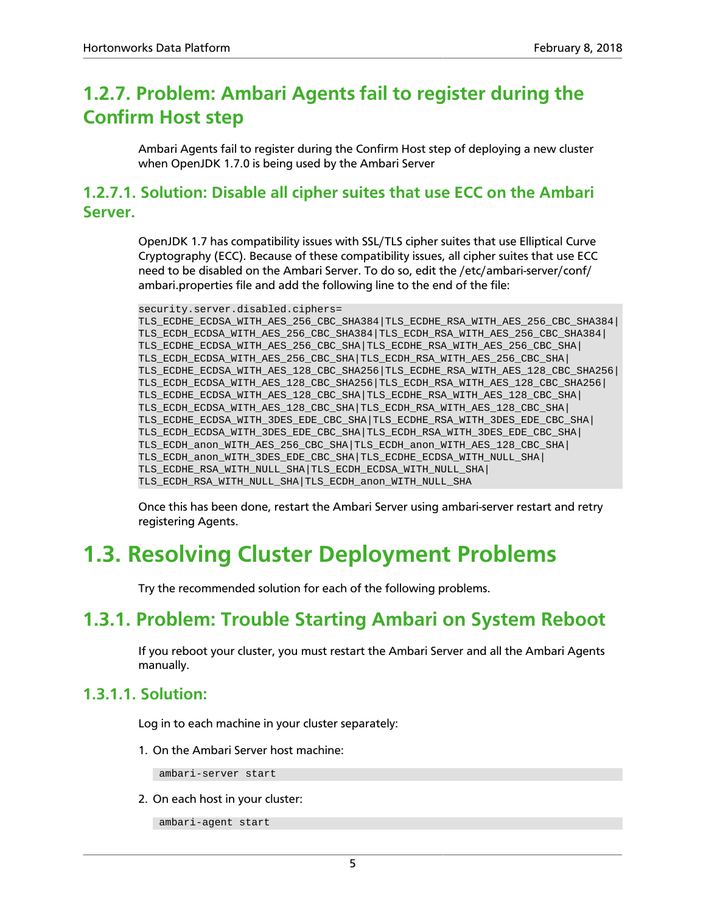## 1.2.7. Problem: Ambari Agents fail to register during the Confirm Host step

Ambari Agents fail to register during the Confirm Host step of deploying a new cluster when OpenJDK 1.7.0 is being used by the Ambari Server

### 1.2.7.1. Solution: Disable all cipher suites that use ECC on the Ambari Server.

OpenJDK 1.7 has compatibility issues with SSL/TLS cipher suites that use Elliptical Curve Cryptography (ECC). Because of these compatibility issues, all cipher suites that use ECC need to be disabled on the Ambari Server. To do so, edit the /etc/ambari-server/conf/ambari.properties file and add the following line to the end of the file:

```
security.server.disabled.ciphers=
TLS_ECDHE_ECDSA_WITH_AES_256_CBC_SHA384|TLS_ECDHE_RSA_WITH_AES_256_CBC_SHA384|
TLS_ECDH_ECDSA_WITH_AES_256_CBC_SHA384|TLS_ECDH_RSA_WITH_AES_256_CBC_SHA384|
TLS_ECDHE_ECDSA_WITH_AES_256_CBC_SHA|TLS_ECDHE_RSA_WITH_AES_256_CBC_SHA|
TLS_ECDH_ECDSA_WITH_AES_256_CBC_SHA|TLS_ECDH_RSA_WITH_AES_256_CBC_SHA|
TLS_ECDHE_ECDSA_WITH_AES_128_CBC_SHA256|TLS_ECDHE_RSA_WITH_AES_128_CBC_SHA256|
TLS_ECDH_ECDSA_WITH_AES_128_CBC_SHA256|TLS_ECDH_RSA_WITH_AES_128_CBC_SHA256|
TLS_ECDHE_ECDSA_WITH_AES_128_CBC_SHA|TLS_ECDHE_RSA_WITH_AES_128_CBC_SHA|
TLS_ECDH_ECDSA_WITH_AES_128_CBC_SHA|TLS_ECDH_RSA_WITH_AES_128_CBC_SHA|
TLS_ECDHE_ECDSA_WITH_3DES_EDE_CBC_SHA|TLS_ECDHE_RSA_WITH_3DES_EDE_CBC_SHA|
TLS_ECDH_ECDSA_WITH_3DES_EDE_CBC_SHA|TLS_ECDH_RSA_WITH_3DES_EDE_CBC_SHA|
TLS_ECDH_anon_WITH_AES_256_CBC_SHA|TLS_ECDH_anon_WITH_AES_128_CBC_SHA|
TLS_ECDH_anon_WITH_3DES_EDE_CBC_SHA|TLS_ECDHE_ECDSA_WITH_NULL_SHA|
TLS_ECDHE_RSA_WITH_NULL_SHA|TLS_ECDH_ECDSA_WITH_NULL_SHA|
TLS_ECDH_RSA_WITH_NULL_SHA|TLS_ECDH_anon_WITH_NULL_SHA
```

Once this has been done, restart the Ambari Server using ambari-server restart and retry registering Agents.

# 1.3. Resolving Cluster Deployment Problems

Try the recommended solution for each of the following problems.

## 1.3.1. Problem: Trouble Starting Ambari on System Reboot

If you reboot your cluster, you must restart the Ambari Server and all the Ambari Agents manually.

### 1.3.1.1. Solution:

Log in to each machine in your cluster separately:

1. On the Ambari Server host machine:

   ```
   ambari-server start
   ```

2. On each host in your cluster:

   ```
   ambari-agent start
   ```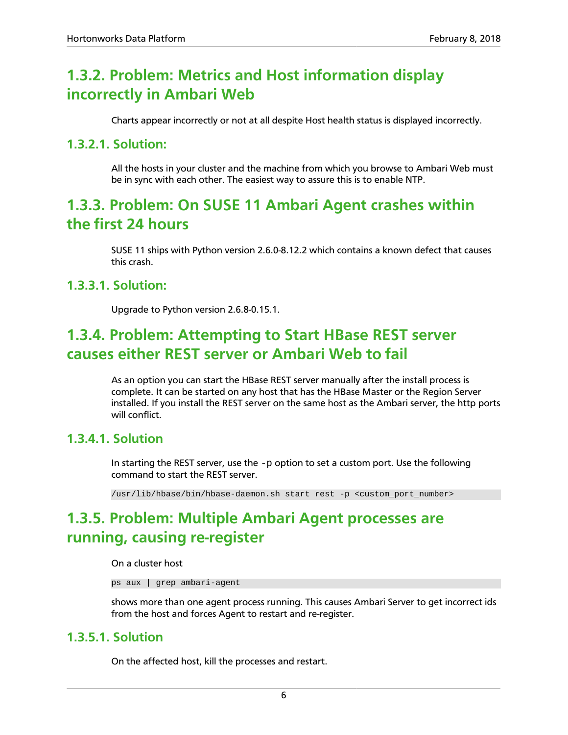## 1.3.2. Problem: Metrics and Host information display incorrectly in Ambari Web

Charts appear incorrectly or not at all despite Host health status is displayed incorrectly.

### 1.3.2.1. Solution:

All the hosts in your cluster and the machine from which you browse to Ambari Web must be in sync with each other. The easiest way to assure this is to enable NTP.

## 1.3.3. Problem: On SUSE 11 Ambari Agent crashes within the first 24 hours

SUSE 11 ships with Python version 2.6.0-8.12.2 which contains a known defect that causes this crash.

### 1.3.3.1. Solution:

Upgrade to Python version 2.6.8-0.15.1.

## 1.3.4. Problem: Attempting to Start HBase REST server causes either REST server or Ambari Web to fail

As an option you can start the HBase REST server manually after the install process is complete. It can be started on any host that has the HBase Master or the Region Server installed. If you install the REST server on the same host as the Ambari server, the http ports will conflict.

### 1.3.4.1. Solution

In starting the REST server, use the `-p` option to set a custom port. Use the following command to start the REST server.

```
/usr/lib/hbase/bin/hbase-daemon.sh start rest -p <custom_port_number>
```

## 1.3.5. Problem: Multiple Ambari Agent processes are running, causing re-register

On a cluster host

```
ps aux | grep ambari-agent
```

shows more than one agent process running. This causes Ambari Server to get incorrect ids from the host and forces Agent to restart and re-register.

### 1.3.5.1. Solution

On the affected host, kill the processes and restart.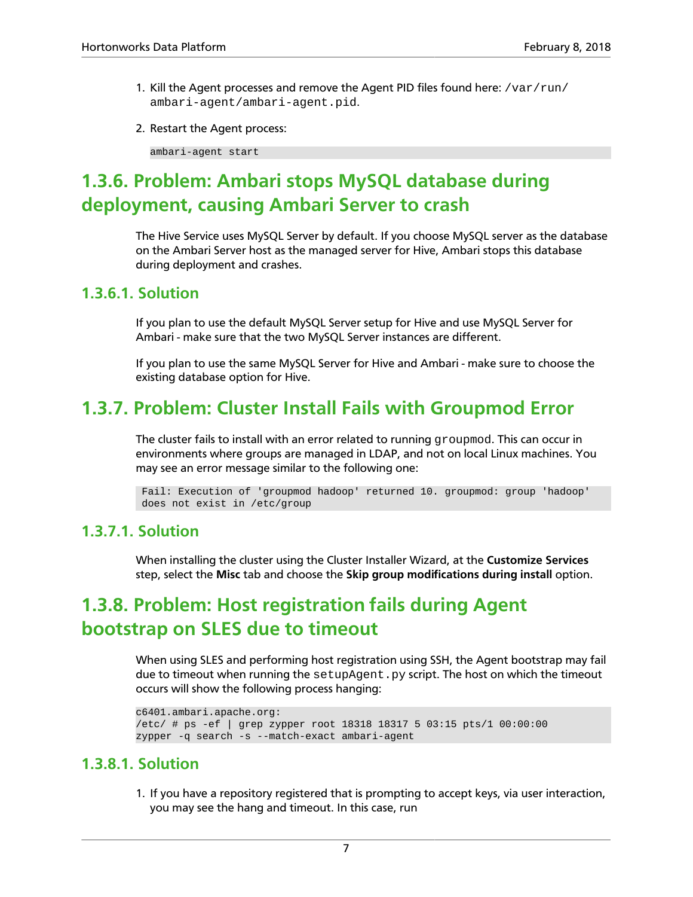1. Kill the Agent processes and remove the Agent PID files found here: `/var/run/ambari-agent/ambari-agent.pid`.
2. Restart the Agent process:

```
ambari-agent start
```

## 1.3.6. Problem: Ambari stops MySQL database during deployment, causing Ambari Server to crash

The Hive Service uses MySQL Server by default. If you choose MySQL server as the database on the Ambari Server host as the managed server for Hive, Ambari stops this database during deployment and crashes.

### 1.3.6.1. Solution

If you plan to use the default MySQL Server setup for Hive and use MySQL Server for Ambari - make sure that the two MySQL Server instances are different.

If you plan to use the same MySQL Server for Hive and Ambari - make sure to choose the existing database option for Hive.

## 1.3.7. Problem: Cluster Install Fails with Groupmod Error

The cluster fails to install with an error related to running `groupmod`. This can occur in environments where groups are managed in LDAP, and not on local Linux machines. You may see an error message similar to the following one:

```
Fail: Execution of 'groupmod hadoop' returned 10. groupmod: group 'hadoop'
does not exist in /etc/group
```

### 1.3.7.1. Solution

When installing the cluster using the Cluster Installer Wizard, at the **Customize Services** step, select the **Misc** tab and choose the **Skip group modifications during install** option.

## 1.3.8. Problem: Host registration fails during Agent bootstrap on SLES due to timeout

When using SLES and performing host registration using SSH, the Agent bootstrap may fail due to timeout when running the `setupAgent.py` script. The host on which the timeout occurs will show the following process hanging:

```
c6401.ambari.apache.org:
/etc/ # ps -ef | grep zypper root 18318 18317 5 03:15 pts/1 00:00:00
zypper -q search -s --match-exact ambari-agent
```

### 1.3.8.1. Solution

1. If you have a repository registered that is prompting to accept keys, via user interaction, you may see the hang and timeout. In this case, run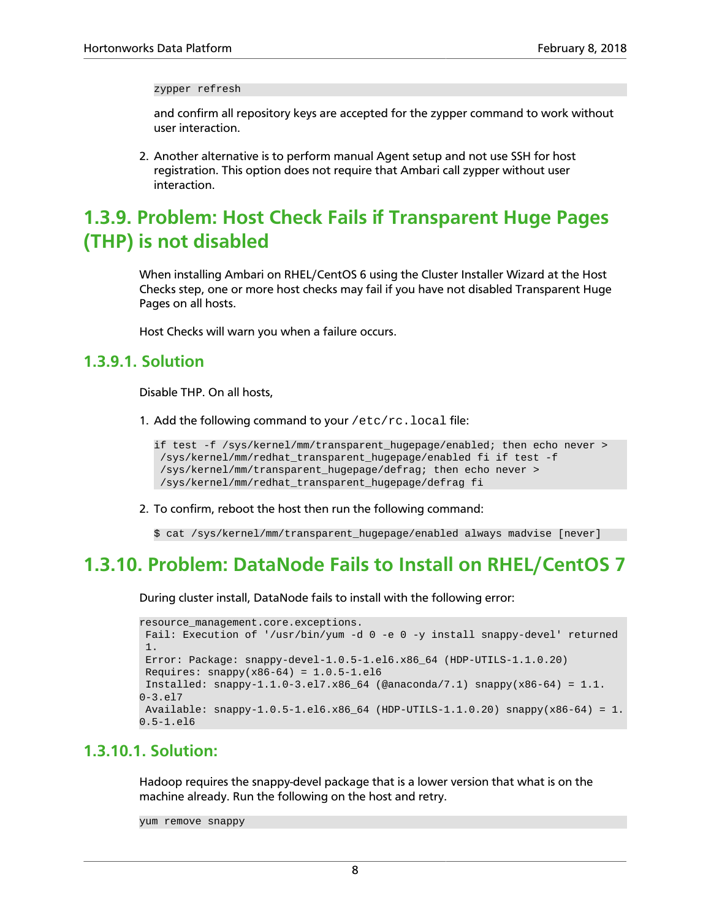```
zypper refresh
```

and confirm all repository keys are accepted for the zypper command to work without user interaction.

2. Another alternative is to perform manual Agent setup and not use SSH for host registration. This option does not require that Ambari call zypper without user interaction.

## 1.3.9. Problem: Host Check Fails if Transparent Huge Pages (THP) is not disabled

When installing Ambari on RHEL/CentOS 6 using the Cluster Installer Wizard at the Host Checks step, one or more host checks may fail if you have not disabled Transparent Huge Pages on all hosts.

Host Checks will warn you when a failure occurs.

### 1.3.9.1. Solution

Disable THP. On all hosts,

1. Add the following command to your `/etc/rc.local` file:

```
if test -f /sys/kernel/mm/transparent_hugepage/enabled; then echo never >
 /sys/kernel/mm/redhat_transparent_hugepage/enabled fi if test -f
 /sys/kernel/mm/transparent_hugepage/defrag; then echo never >
 /sys/kernel/mm/redhat_transparent_hugepage/defrag fi
```

2. To confirm, reboot the host then run the following command:

```
$ cat /sys/kernel/mm/transparent_hugepage/enabled always madvise [never]
```

## 1.3.10. Problem: DataNode Fails to Install on RHEL/CentOS 7

During cluster install, DataNode fails to install with the following error:

```
resource_management.core.exceptions.
 Fail: Execution of '/usr/bin/yum -d 0 -e 0 -y install snappy-devel' returned
 1.
 Error: Package: snappy-devel-1.0.5-1.el6.x86_64 (HDP-UTILS-1.1.0.20)
 Requires: snappy(x86-64) = 1.0.5-1.el6
 Installed: snappy-1.1.0-3.el7.x86_64 (@anaconda/7.1) snappy(x86-64) = 1.1.
0-3.el7
 Available: snappy-1.0.5-1.el6.x86_64 (HDP-UTILS-1.1.0.20) snappy(x86-64) = 1.
0.5-1.el6
```

### 1.3.10.1. Solution:

Hadoop requires the snappy-devel package that is a lower version that what is on the machine already. Run the following on the host and retry.

```
yum remove snappy
```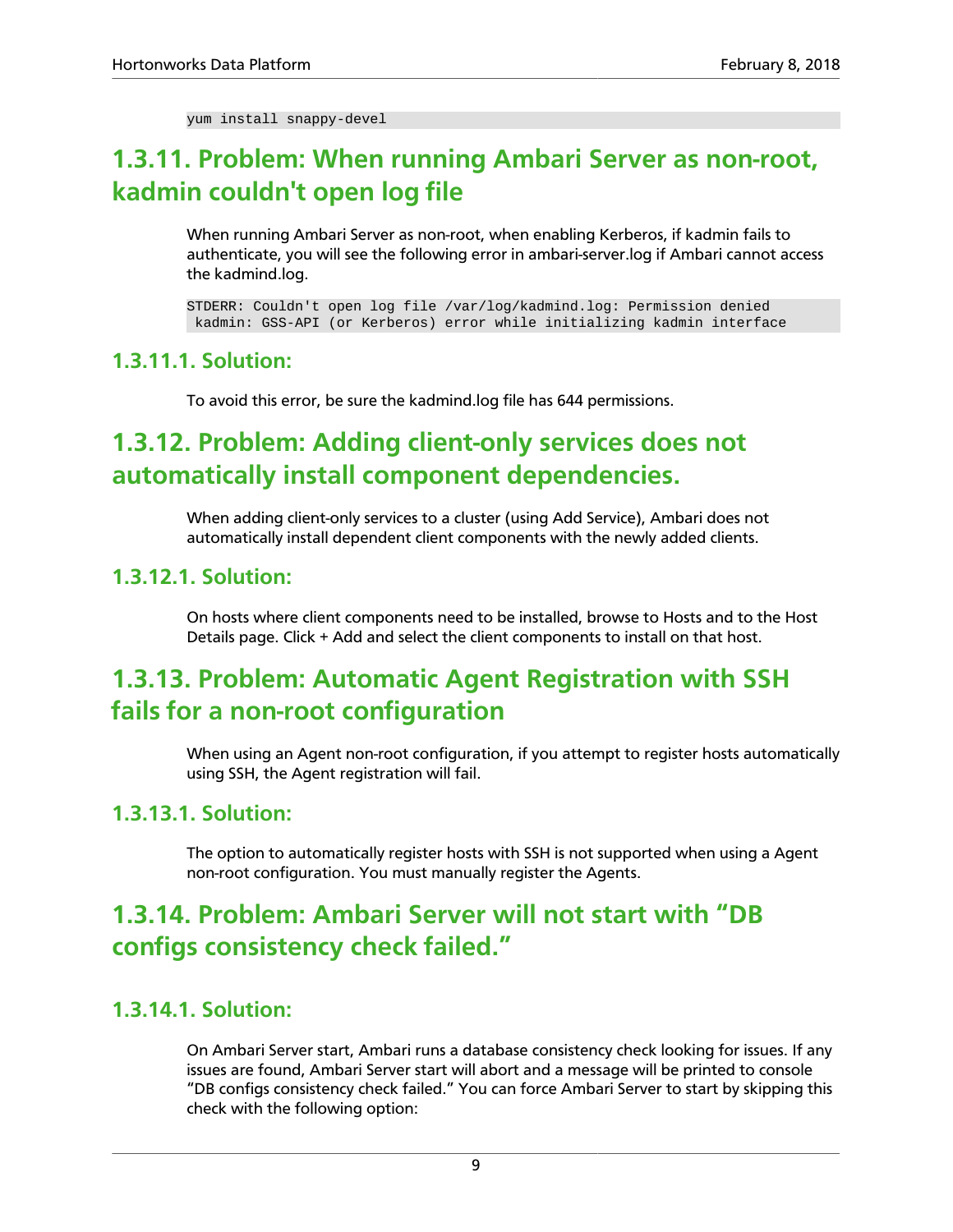```
yum install snappy-devel
```

## 1.3.11. Problem: When running Ambari Server as non-root, kadmin couldn't open log file

When running Ambari Server as non-root, when enabling Kerberos, if kadmin fails to authenticate, you will see the following error in ambari-server.log if Ambari cannot access the kadmind.log.

```
STDERR: Couldn't open log file /var/log/kadmind.log: Permission denied
 kadmin: GSS-API (or Kerberos) error while initializing kadmin interface
```

### 1.3.11.1. Solution:

To avoid this error, be sure the kadmind.log file has 644 permissions.

## 1.3.12. Problem: Adding client-only services does not automatically install component dependencies.

When adding client-only services to a cluster (using Add Service), Ambari does not automatically install dependent client components with the newly added clients.

### 1.3.12.1. Solution:

On hosts where client components need to be installed, browse to Hosts and to the Host Details page. Click + Add and select the client components to install on that host.

## 1.3.13. Problem: Automatic Agent Registration with SSH fails for a non-root configuration

When using an Agent non-root configuration, if you attempt to register hosts automatically using SSH, the Agent registration will fail.

### 1.3.13.1. Solution:

The option to automatically register hosts with SSH is not supported when using a Agent non-root configuration. You must manually register the Agents.

## 1.3.14. Problem: Ambari Server will not start with “DB configs consistency check failed.”

### 1.3.14.1. Solution:

On Ambari Server start, Ambari runs a database consistency check looking for issues. If any issues are found, Ambari Server start will abort and a message will be printed to console “DB configs consistency check failed.” You can force Ambari Server to start by skipping this check with the following option: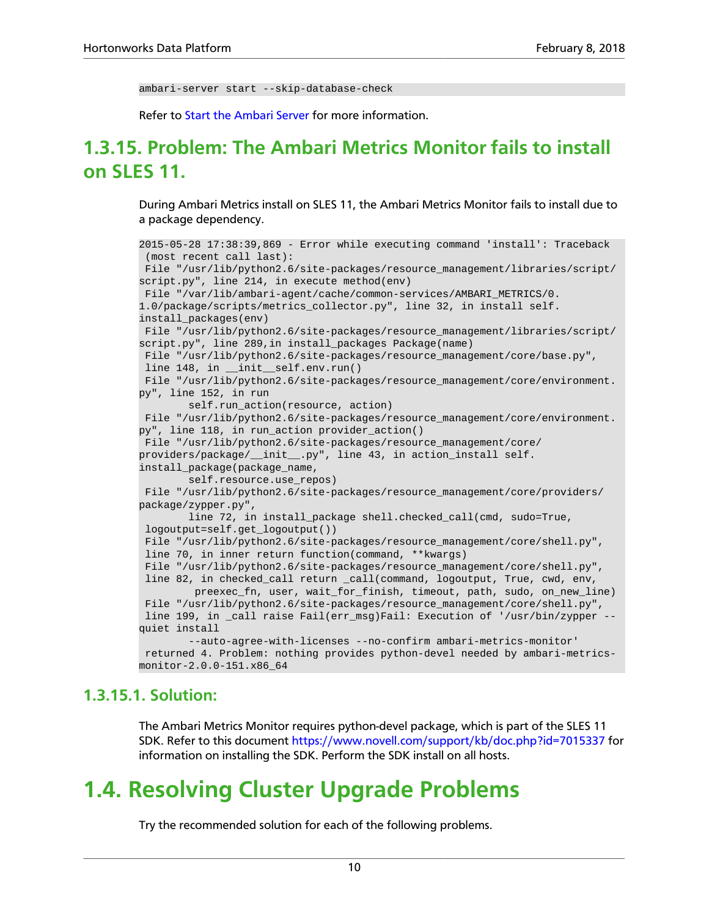```
ambari-server start --skip-database-check
```

Refer to Start the Ambari Server for more information.

## 1.3.15. Problem: The Ambari Metrics Monitor fails to install on SLES 11.

During Ambari Metrics install on SLES 11, the Ambari Metrics Monitor fails to install due to a package dependency.

```
2015-05-28 17:38:39,869 - Error while executing command 'install': Traceback
 (most recent call last):
 File "/usr/lib/python2.6/site-packages/resource_management/libraries/script/
script.py", line 214, in execute method(env)
 File "/var/lib/ambari-agent/cache/common-services/AMBARI_METRICS/0.
1.0/package/scripts/metrics_collector.py", line 32, in install self.
install_packages(env)
 File "/usr/lib/python2.6/site-packages/resource_management/libraries/script/
script.py", line 289,in install_packages Package(name)
 File "/usr/lib/python2.6/site-packages/resource_management/core/base.py",
 line 148, in __init__self.env.run()
 File "/usr/lib/python2.6/site-packages/resource_management/core/environment.
py", line 152, in run
        self.run_action(resource, action)
 File "/usr/lib/python2.6/site-packages/resource_management/core/environment.
py", line 118, in run_action provider_action()
 File "/usr/lib/python2.6/site-packages/resource_management/core/
providers/package/__init__.py", line 43, in action_install self.
install_package(package_name,
        self.resource.use_repos)
 File "/usr/lib/python2.6/site-packages/resource_management/core/providers/
package/zypper.py",
        line 72, in install_package shell.checked_call(cmd, sudo=True,
 logoutput=self.get_logoutput())
 File "/usr/lib/python2.6/site-packages/resource_management/core/shell.py",
 line 70, in inner return function(command, **kwargs)
 File "/usr/lib/python2.6/site-packages/resource_management/core/shell.py",
 line 82, in checked_call return _call(command, logoutput, True, cwd, env,
         preexec_fn, user, wait_for_finish, timeout, path, sudo, on_new_line)
 File "/usr/lib/python2.6/site-packages/resource_management/core/shell.py",
 line 199, in _call raise Fail(err_msg)Fail: Execution of '/usr/bin/zypper --
quiet install
        --auto-agree-with-licenses --no-confirm ambari-metrics-monitor'
 returned 4. Problem: nothing provides python-devel needed by ambari-metrics-
monitor-2.0.0-151.x86_64
```

### 1.3.15.1. Solution:

The Ambari Metrics Monitor requires python-devel package, which is part of the SLES 11 SDK. Refer to this document https://www.novell.com/support/kb/doc.php?id=7015337 for information on installing the SDK. Perform the SDK install on all hosts.

# 1.4. Resolving Cluster Upgrade Problems

Try the recommended solution for each of the following problems.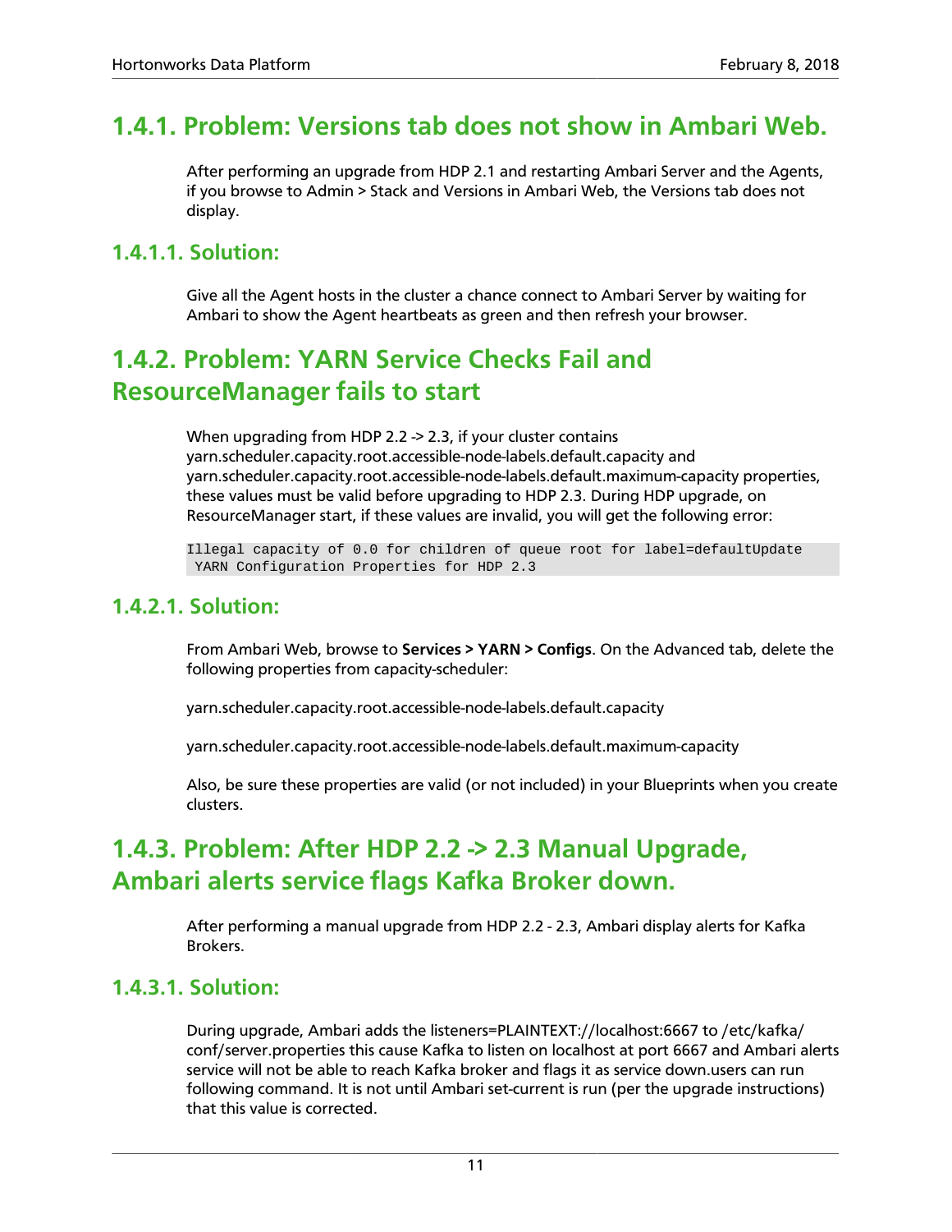### 1.4.1. Problem: Versions tab does not show in Ambari Web.

After performing an upgrade from HDP 2.1 and restarting Ambari Server and the Agents, if you browse to Admin > Stack and Versions in Ambari Web, the Versions tab does not display.

#### 1.4.1.1. Solution:

Give all the Agent hosts in the cluster a chance connect to Ambari Server by waiting for Ambari to show the Agent heartbeats as green and then refresh your browser.

### 1.4.2. Problem: YARN Service Checks Fail and ResourceManager fails to start

When upgrading from HDP 2.2 -> 2.3, if your cluster contains yarn.scheduler.capacity.root.accessible-node-labels.default.capacity and yarn.scheduler.capacity.root.accessible-node-labels.default.maximum-capacity properties, these values must be valid before upgrading to HDP 2.3. During HDP upgrade, on ResourceManager start, if these values are invalid, you will get the following error:

```
Illegal capacity of 0.0 for children of queue root for label=defaultUpdate
 YARN Configuration Properties for HDP 2.3
```

#### 1.4.2.1. Solution:

From Ambari Web, browse to **Services > YARN > Configs**. On the Advanced tab, delete the following properties from capacity-scheduler:

yarn.scheduler.capacity.root.accessible-node-labels.default.capacity

yarn.scheduler.capacity.root.accessible-node-labels.default.maximum-capacity

Also, be sure these properties are valid (or not included) in your Blueprints when you create clusters.

### 1.4.3. Problem: After HDP 2.2 -> 2.3 Manual Upgrade, Ambari alerts service flags Kafka Broker down.

After performing a manual upgrade from HDP 2.2 - 2.3, Ambari display alerts for Kafka Brokers.

#### 1.4.3.1. Solution:

During upgrade, Ambari adds the listeners=PLAINTEXT://localhost:6667 to /etc/kafka/conf/server.properties this cause Kafka to listen on localhost at port 6667 and Ambari alerts service will not be able to reach Kafka broker and flags it as service down.users can run following command. It is not until Ambari set-current is run (per the upgrade instructions) that this value is corrected.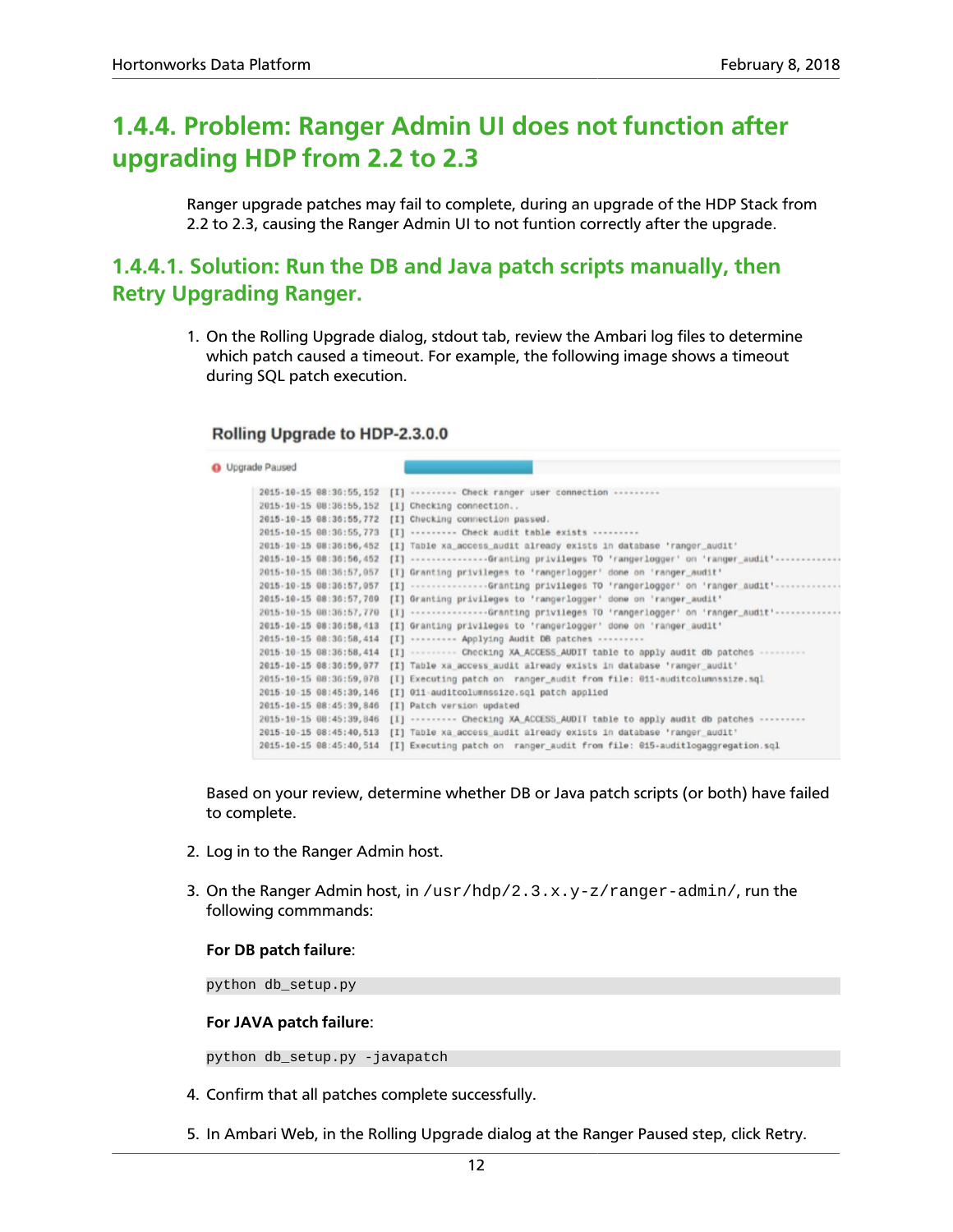# 1.4.4. Problem: Ranger Admin UI does not function after upgrading HDP from 2.2 to 2.3

Ranger upgrade patches may fail to complete, during an upgrade of the HDP Stack from 2.2 to 2.3, causing the Ranger Admin UI to not funtion correctly after the upgrade.

## 1.4.4.1. Solution: Run the DB and Java patch scripts manually, then Retry Upgrading Ranger.

1. On the Rolling Upgrade dialog, stdout tab, review the Ambari log files to determine which patch caused a timeout. For example, the following image shows a timeout during SQL patch execution.

   **Rolling Upgrade to HDP-2.3.0.0**

   Upgrade Paused

   ```
   2015-10-15 08:36:55,152  [I] --------- Check ranger user connection ---------
   2015-10-15 08:36:55,152  [I] Checking connection..
   2015-10-15 08:36:55,772  [I] Checking connection passed.
   2015-10-15 08:36:55,773  [I] --------- Check audit table exists ---------
   2015-10-15 08:36:56,452  [I] Table xa_access_audit already exists in database 'ranger_audit'
   2015-10-15 08:36:56,452  [I] ---------------Granting privileges TO 'rangerlogger' on 'ranger_audit'-------------
   2015-10-15 08:36:57,057  [I] Granting privileges to 'rangerlogger' done on 'ranger_audit'
   2015-10-15 08:36:57,057  [I] ---------------Granting privileges TO 'rangerlogger' on 'ranger_audit'-------------
   2015-10-15 08:36:57,769  [I] Granting privileges to 'rangerlogger' done on 'ranger_audit'
   2015-10-15 08:36:57,770  [I] ---------------Granting privileges TO 'rangerlogger' on 'ranger_audit'-------------
   2015-10-15 08:36:58,413  [I] Granting privileges to 'rangerlogger' done on 'ranger_audit'
   2015-10-15 08:36:58,414  [I] --------- Applying Audit DB patches ---------
   2015-10-15 08:36:58,414  [I] --------- Checking XA_ACCESS_AUDIT table to apply audit db patches ---------
   2015-10-15 08:36:59,077  [I] Table xa_access_audit already exists in database 'ranger_audit'
   2015-10-15 08:36:59,078  [I] Executing patch on  ranger_audit from file: 011-auditcolumnssize.sql
   2015-10-15 08:45:39,146  [I] 011-auditcolumnssize.sql patch applied
   2015-10-15 08:45:39,846  [I] Patch version updated
   2015-10-15 08:45:39,846  [I] --------- Checking XA_ACCESS_AUDIT table to apply audit db patches ---------
   2015-10-15 08:45:40,513  [I] Table xa_access_audit already exists in database 'ranger_audit'
   2015-10-15 08:45:40,514  [I] Executing patch on  ranger_audit from file: 015-auditlogaggregation.sql
   ```

   Based on your review, determine whether DB or Java patch scripts (or both) have failed to complete.

2. Log in to the Ranger Admin host.

3. On the Ranger Admin host, in `/usr/hdp/2.3.x.y-z/ranger-admin/`, run the following commmands:

   **For DB patch failure**:

   ```
   python db_setup.py
   ```

   **For JAVA patch failure**:

   ```
   python db_setup.py -javapatch
   ```

4. Confirm that all patches complete successfully.

5. In Ambari Web, in the Rolling Upgrade dialog at the Ranger Paused step, click Retry.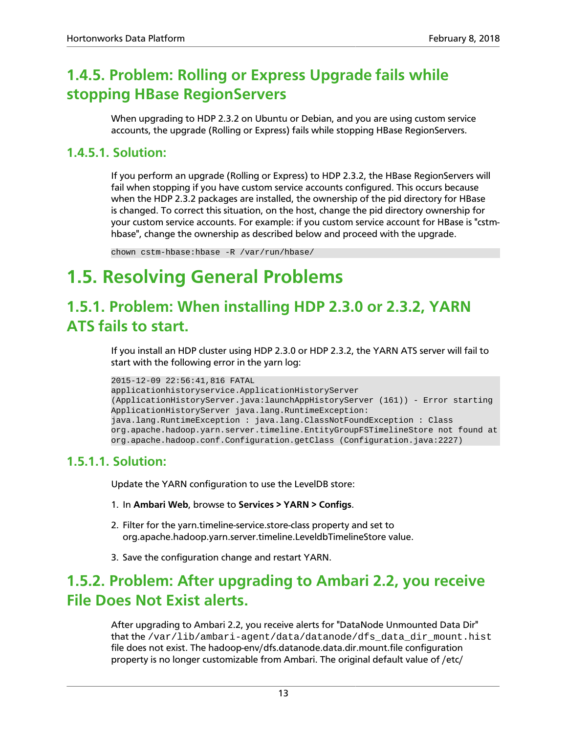### 1.4.5. Problem: Rolling or Express Upgrade fails while stopping HBase RegionServers

When upgrading to HDP 2.3.2 on Ubuntu or Debian, and you are using custom service accounts, the upgrade (Rolling or Express) fails while stopping HBase RegionServers.

#### 1.4.5.1. Solution:

If you perform an upgrade (Rolling or Express) to HDP 2.3.2, the HBase RegionServers will fail when stopping if you have custom service accounts configured. This occurs because when the HDP 2.3.2 packages are installed, the ownership of the pid directory for HBase is changed. To correct this situation, on the host, change the pid directory ownership for your custom service accounts. For example: if you custom service account for HBase is "cstm-hbase", change the ownership as described below and proceed with the upgrade.

```
chown cstm-hbase:hbase -R /var/run/hbase/
```

## 1.5. Resolving General Problems

### 1.5.1. Problem: When installing HDP 2.3.0 or 2.3.2, YARN ATS fails to start.

If you install an HDP cluster using HDP 2.3.0 or HDP 2.3.2, the YARN ATS server will fail to start with the following error in the yarn log:

```
2015-12-09 22:56:41,816 FATAL
applicationhistoryservice.ApplicationHistoryServer
(ApplicationHistoryServer.java:launchAppHistoryServer (161)) - Error starting
ApplicationHistoryServer java.lang.RuntimeException:
java.lang.RuntimeException : java.lang.ClassNotFoundException : Class
org.apache.hadoop.yarn.server.timeline.EntityGroupFSTimelineStore not found at
org.apache.hadoop.conf.Configuration.getClass (Configuration.java:2227)
```

#### 1.5.1.1. Solution:

Update the YARN configuration to use the LevelDB store:

1. In **Ambari Web**, browse to **Services > YARN > Configs**.
2. Filter for the yarn.timeline-service.store-class property and set to org.apache.hadoop.yarn.server.timeline.LeveldbTimelineStore value.
3. Save the configuration change and restart YARN.

### 1.5.2. Problem: After upgrading to Ambari 2.2, you receive File Does Not Exist alerts.

After upgrading to Ambari 2.2, you receive alerts for "DataNode Unmounted Data Dir" that the `/var/lib/ambari-agent/data/datanode/dfs_data_dir_mount.hist` file does not exist. The hadoop-env/dfs.datanode.data.dir.mount.file configuration property is no longer customizable from Ambari. The original default value of /etc/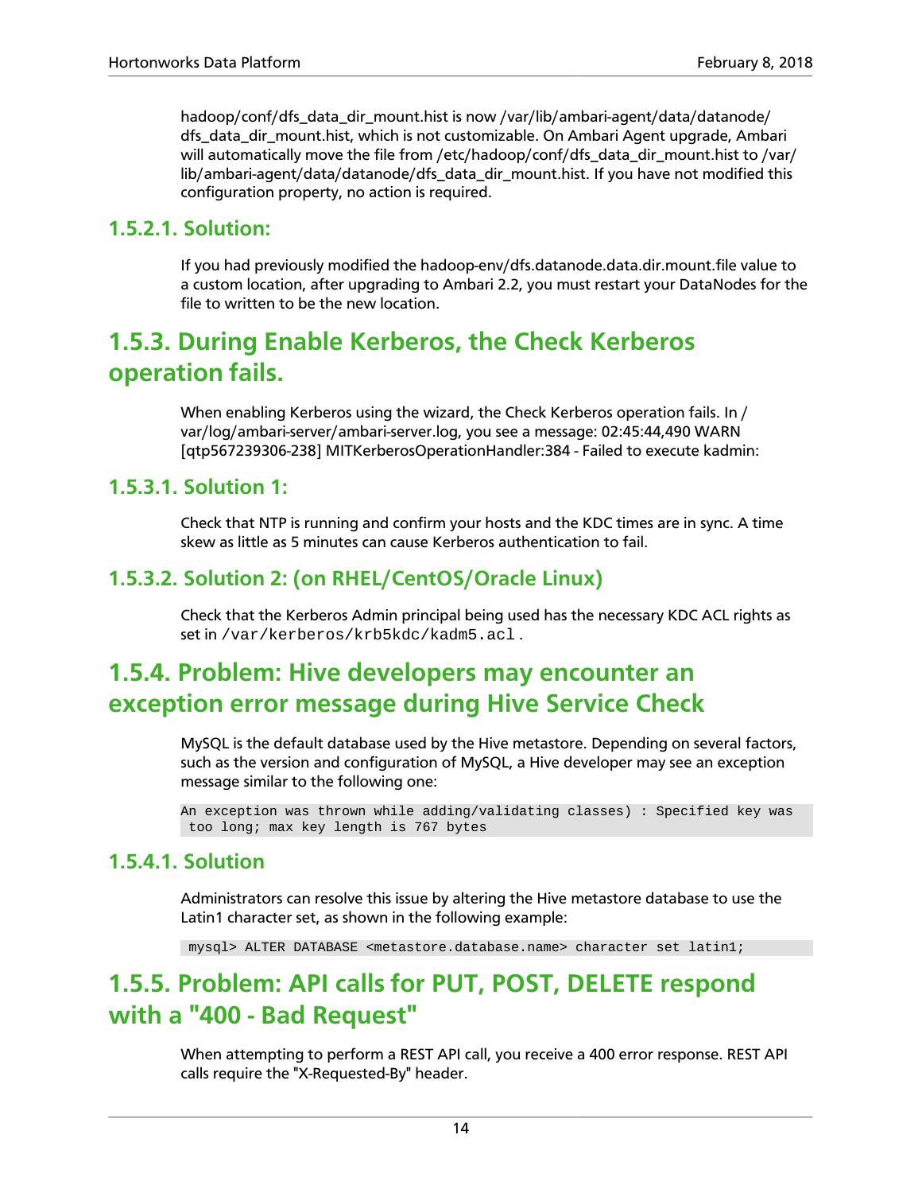hadoop/conf/dfs_data_dir_mount.hist is now /var/lib/ambari-agent/data/datanode/dfs_data_dir_mount.hist, which is not customizable. On Ambari Agent upgrade, Ambari will automatically move the file from /etc/hadoop/conf/dfs_data_dir_mount.hist to /var/lib/ambari-agent/data/datanode/dfs_data_dir_mount.hist. If you have not modified this configuration property, no action is required.

### 1.5.2.1. Solution:

If you had previously modified the hadoop-env/dfs.datanode.data.dir.mount.file value to a custom location, after upgrading to Ambari 2.2, you must restart your DataNodes for the file to written to be the new location.

## 1.5.3. During Enable Kerberos, the Check Kerberos operation fails.

When enabling Kerberos using the wizard, the Check Kerberos operation fails. In /var/log/ambari-server/ambari-server.log, you see a message: 02:45:44,490 WARN [qtp567239306-238] MITKerberosOperationHandler:384 - Failed to execute kadmin:

### 1.5.3.1. Solution 1:

Check that NTP is running and confirm your hosts and the KDC times are in sync. A time skew as little as 5 minutes can cause Kerberos authentication to fail.

### 1.5.3.2. Solution 2: (on RHEL/CentOS/Oracle Linux)

Check that the Kerberos Admin principal being used has the necessary KDC ACL rights as set in `/var/kerberos/krb5kdc/kadm5.acl`.

## 1.5.4. Problem: Hive developers may encounter an exception error message during Hive Service Check

MySQL is the default database used by the Hive metastore. Depending on several factors, such as the version and configuration of MySQL, a Hive developer may see an exception message similar to the following one:

```
An exception was thrown while adding/validating classes) : Specified key was
 too long; max key length is 767 bytes
```

### 1.5.4.1. Solution

Administrators can resolve this issue by altering the Hive metastore database to use the Latin1 character set, as shown in the following example:

```
mysql> ALTER DATABASE <metastore.database.name> character set latin1;
```

## 1.5.5. Problem: API calls for PUT, POST, DELETE respond with a "400 - Bad Request"

When attempting to perform a REST API call, you receive a 400 error response. REST API calls require the "X-Requested-By" header.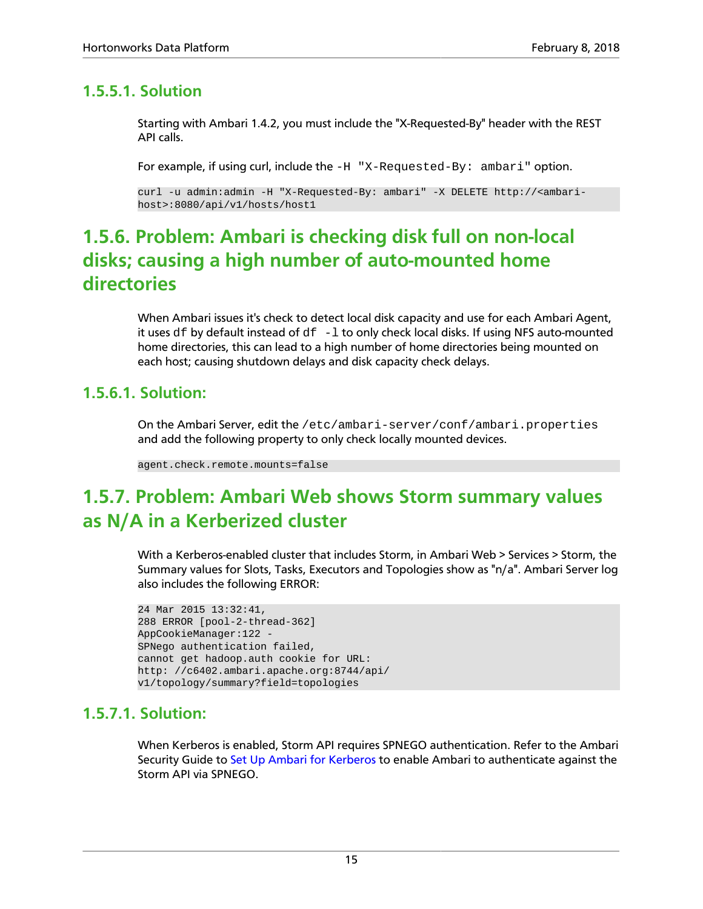#### 1.5.5.1. Solution

Starting with Ambari 1.4.2, you must include the "X-Requested-By" header with the REST API calls.

For example, if using curl, include the `-H "X-Requested-By: ambari"` option.

```
curl -u admin:admin -H "X-Requested-By: ambari" -X DELETE http://<ambari-host>:8080/api/v1/hosts/host1
```

### 1.5.6. Problem: Ambari is checking disk full on non-local disks; causing a high number of auto-mounted home directories

When Ambari issues it's check to detect local disk capacity and use for each Ambari Agent, it uses `df` by default instead of `df -l` to only check local disks. If using NFS auto-mounted home directories, this can lead to a high number of home directories being mounted on each host; causing shutdown delays and disk capacity check delays.

#### 1.5.6.1. Solution:

On the Ambari Server, edit the `/etc/ambari-server/conf/ambari.properties` and add the following property to only check locally mounted devices.

```
agent.check.remote.mounts=false
```

### 1.5.7. Problem: Ambari Web shows Storm summary values as N/A in a Kerberized cluster

With a Kerberos-enabled cluster that includes Storm, in Ambari Web > Services > Storm, the Summary values for Slots, Tasks, Executors and Topologies show as "n/a". Ambari Server log also includes the following ERROR:

```
24 Mar 2015 13:32:41,
288 ERROR [pool-2-thread-362]
AppCookieManager:122 -
SPNego authentication failed,
cannot get hadoop.auth cookie for URL:
http: //c6402.ambari.apache.org:8744/api/
v1/topology/summary?field=topologies
```

#### 1.5.7.1. Solution:

When Kerberos is enabled, Storm API requires SPNEGO authentication. Refer to the Ambari Security Guide to Set Up Ambari for Kerberos to enable Ambari to authenticate against the Storm API via SPNEGO.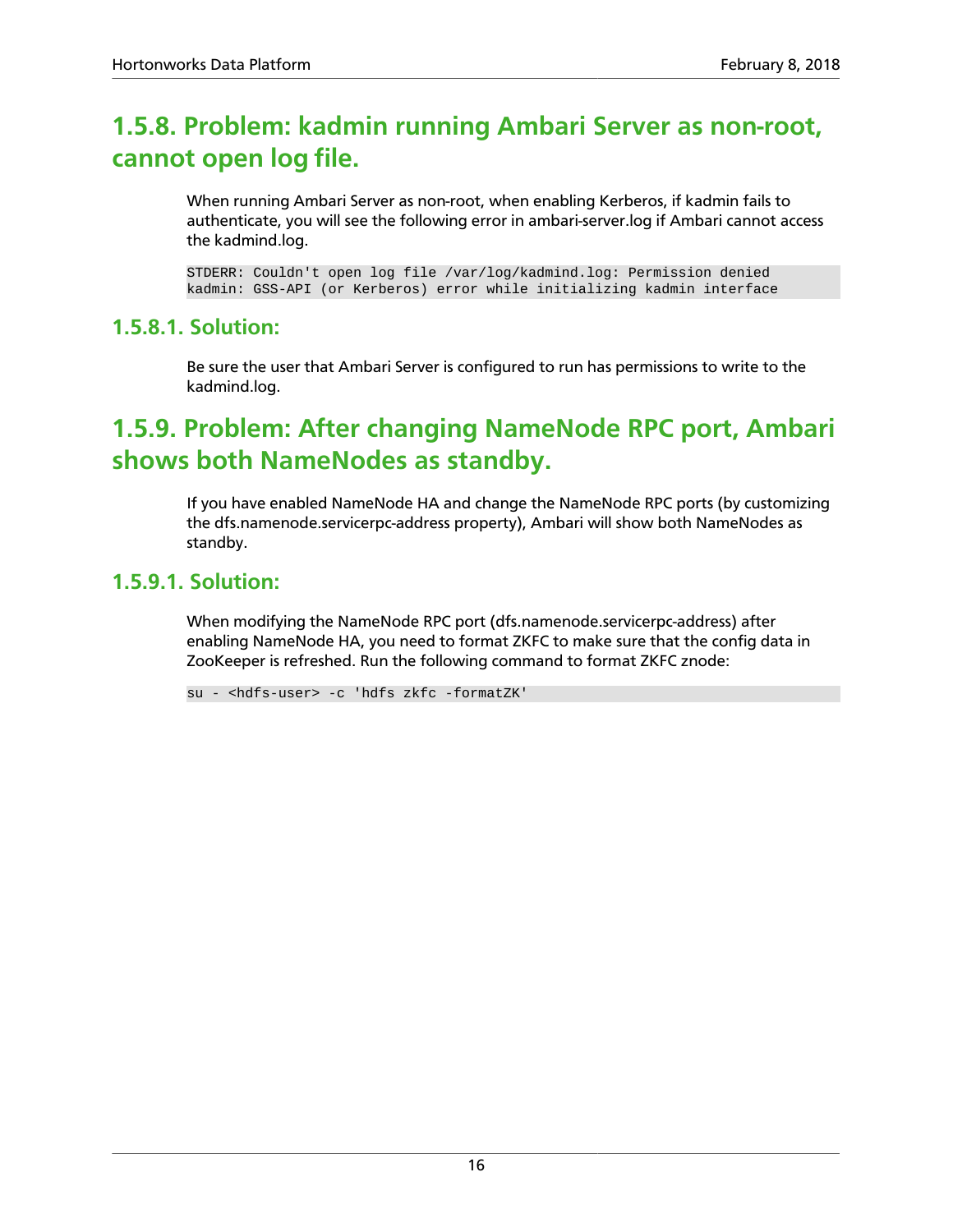## 1.5.8. Problem: kadmin running Ambari Server as non-root, cannot open log file.

When running Ambari Server as non-root, when enabling Kerberos, if kadmin fails to authenticate, you will see the following error in ambari-server.log if Ambari cannot access the kadmind.log.

```
STDERR: Couldn't open log file /var/log/kadmind.log: Permission denied
kadmin: GSS-API (or Kerberos) error while initializing kadmin interface
```

### 1.5.8.1. Solution:

Be sure the user that Ambari Server is configured to run has permissions to write to the kadmind.log.

## 1.5.9. Problem: After changing NameNode RPC port, Ambari shows both NameNodes as standby.

If you have enabled NameNode HA and change the NameNode RPC ports (by customizing the dfs.namenode.servicerpc-address property), Ambari will show both NameNodes as standby.

### 1.5.9.1. Solution:

When modifying the NameNode RPC port (dfs.namenode.servicerpc-address) after enabling NameNode HA, you need to format ZKFC to make sure that the config data in ZooKeeper is refreshed. Run the following command to format ZKFC znode:

```
su - <hdfs-user> -c 'hdfs zkfc -formatZK'
```